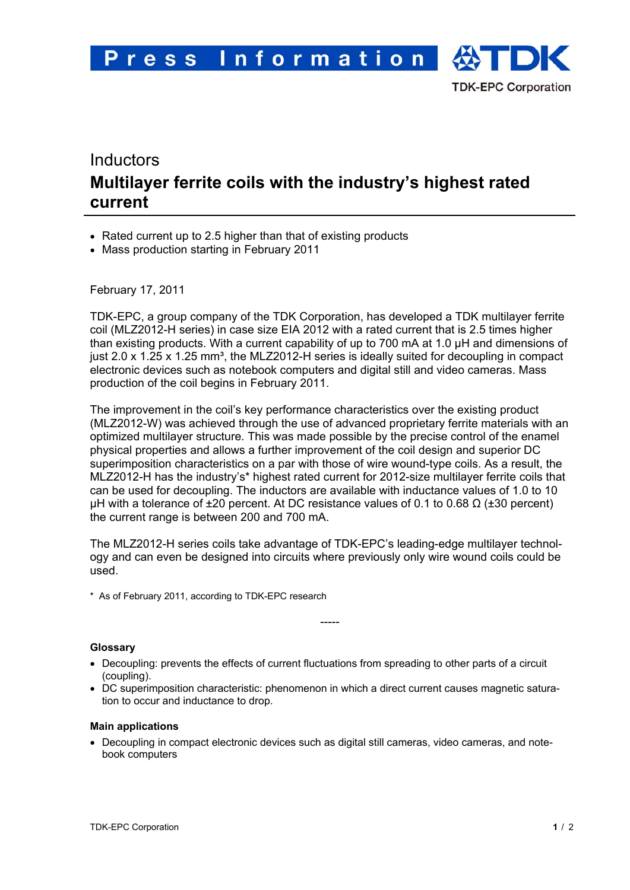Press Information

TDK-EPC Corporation

## Inductors

# Multilayer ferrite coils with the industry's highest rated current

- Rated current up to 2.5 higher than that of existing products
- Mass production starting in February 2011

February 17, 2011

TDK-EPC, a group company of the TDK Corporation, has developed a TDK multilayer ferrite coil (MLZ2012-H series) in case size EIA 2012 with a rated current that is 2.5 times higher than existing products. With a current capability of up to 700 mA at 1.0 µH and dimensions of just 2.0 x 1.25 x 1.25 mm³, the MLZ2012-H series is ideally suited for decoupling in compact electronic devices such as notebook computers and digital still and video cameras. Mass production of the coil begins in February 2011.

The improvement in the coil's key performance characteristics over the existing product (MLZ2012-W) was achieved through the use of advanced proprietary ferrite materials with an optimized multilayer structure. This was made possible by the precise control of the enamel physical properties and allows a further improvement of the coil design and superior DC superimposition characteristics on a par with those of wire wound-type coils. As a result, the MLZ2012-H has the industry's* highest rated current for 2012-size multilayer ferrite coils that can be used for decoupling. The inductors are available with inductance values of 1.0 to 10 µH with a tolerance of ±20 percent. At DC resistance values of 0.1 to 0.68 Ω (±30 percent) the current range is between 200 and 700 mA.

The MLZ2012-H series coils take advantage of TDK-EPC's leading-edge multilayer technology and can even be designed into circuits where previously only wire wound coils could be used.

\* As of February 2011, according to TDK-EPC research

-----

### Glossary

- Decoupling: prevents the effects of current fluctuations from spreading to other parts of a circuit (coupling).
- DC superimposition characteristic: phenomenon in which a direct current causes magnetic saturation to occur and inductance to drop.

### Main applications

- Decoupling in compact electronic devices such as digital still cameras, video cameras, and notebook computers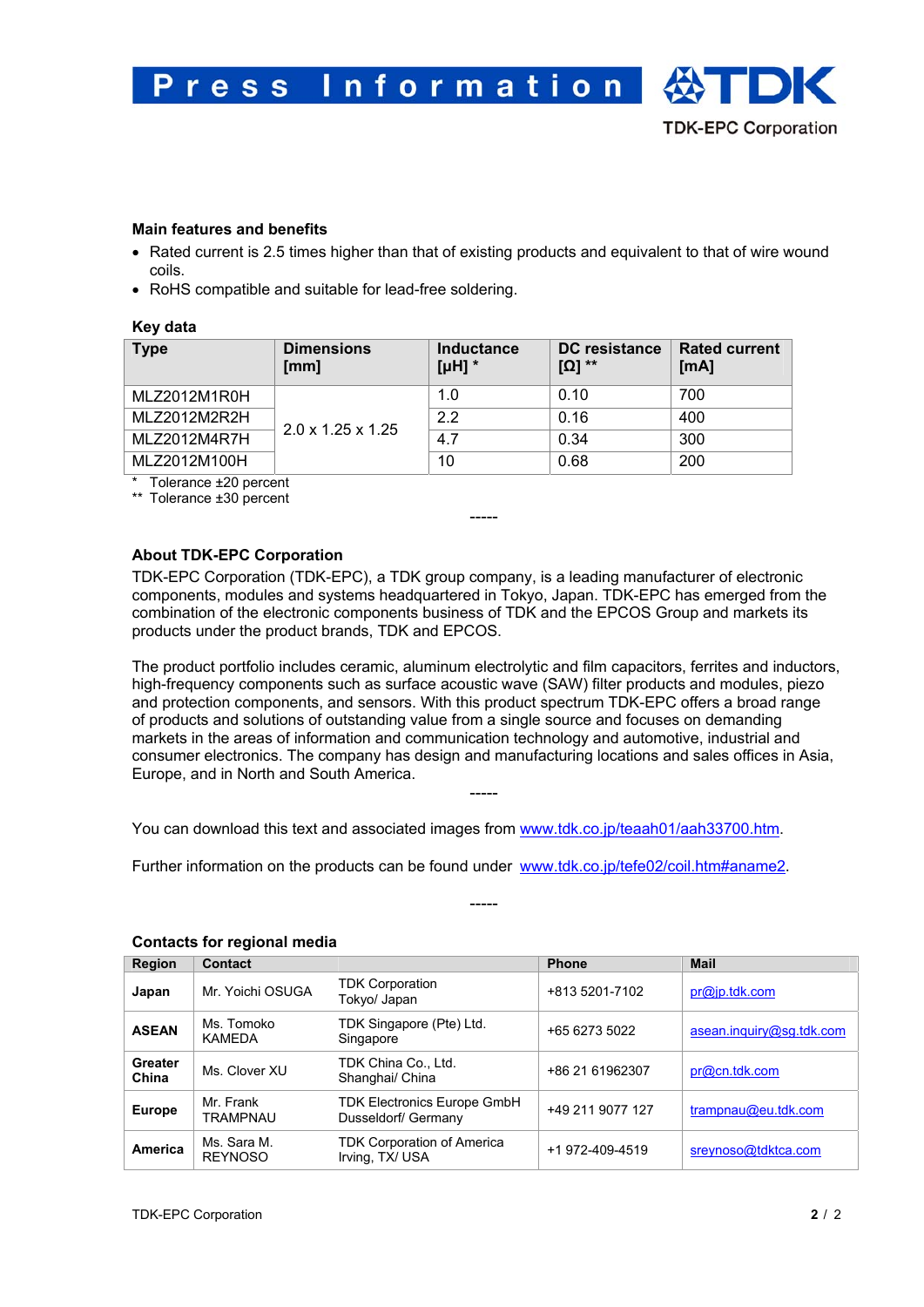**Main features and benefits**

- Rated current is 2.5 times higher than that of existing products and equivalent to that of wire wound coils.
- RoHS compatible and suitable for lead-free soldering.

**Key data**

| Type | Dimensions [mm] | Inductance [µH] * | DC resistance [Ω] ** | Rated current [mA] |
|---|---|---|---|---|
| MLZ2012M1R0H | 2.0 x 1.25 x 1.25 | 1.0 | 0.10 | 700 |
| MLZ2012M2R2H | | 2.2 | 0.16 | 400 |
| MLZ2012M4R7H | | 4.7 | 0.34 | 300 |
| MLZ2012M100H | | 10 | 0.68 | 200 |

\* Tolerance ±20 percent
\** Tolerance ±30 percent

-----

**About TDK-EPC Corporation**

TDK-EPC Corporation (TDK-EPC), a TDK group company, is a leading manufacturer of electronic components, modules and systems headquartered in Tokyo, Japan. TDK-EPC has emerged from the combination of the electronic components business of TDK and the EPCOS Group and markets its products under the product brands, TDK and EPCOS.

The product portfolio includes ceramic, aluminum electrolytic and film capacitors, ferrites and inductors, high-frequency components such as surface acoustic wave (SAW) filter products and modules, piezo and protection components, and sensors. With this product spectrum TDK-EPC offers a broad range of products and solutions of outstanding value from a single source and focuses on demanding markets in the areas of information and communication technology and automotive, industrial and consumer electronics. The company has design and manufacturing locations and sales offices in Asia, Europe, and in North and South America.

-----

You can download this text and associated images from www.tdk.co.jp/teaah01/aah33700.htm.

Further information on the products can be found under www.tdk.co.jp/tefe02/coil.htm#aname2.

-----

**Contacts for regional media**

| Region | Contact | | Phone | Mail |
|---|---|---|---|---|
| **Japan** | Mr. Yoichi OSUGA | TDK Corporation Tokyo/ Japan | +813 5201-7102 | pr@jp.tdk.com |
| **ASEAN** | Ms. Tomoko KAMEDA | TDK Singapore (Pte) Ltd. Singapore | +65 6273 5022 | asean.inquiry@sg.tdk.com |
| **Greater China** | Ms. Clover XU | TDK China Co., Ltd. Shanghai/ China | +86 21 61962307 | pr@cn.tdk.com |
| **Europe** | Mr. Frank TRAMPNAU | TDK Electronics Europe GmbH Dusseldorf/ Germany | +49 211 9077 127 | trampnau@eu.tdk.com |
| **America** | Ms. Sara M. REYNOSO | TDK Corporation of America Irving, TX/ USA | +1 972-409-4519 | sreynoso@tdktca.com |